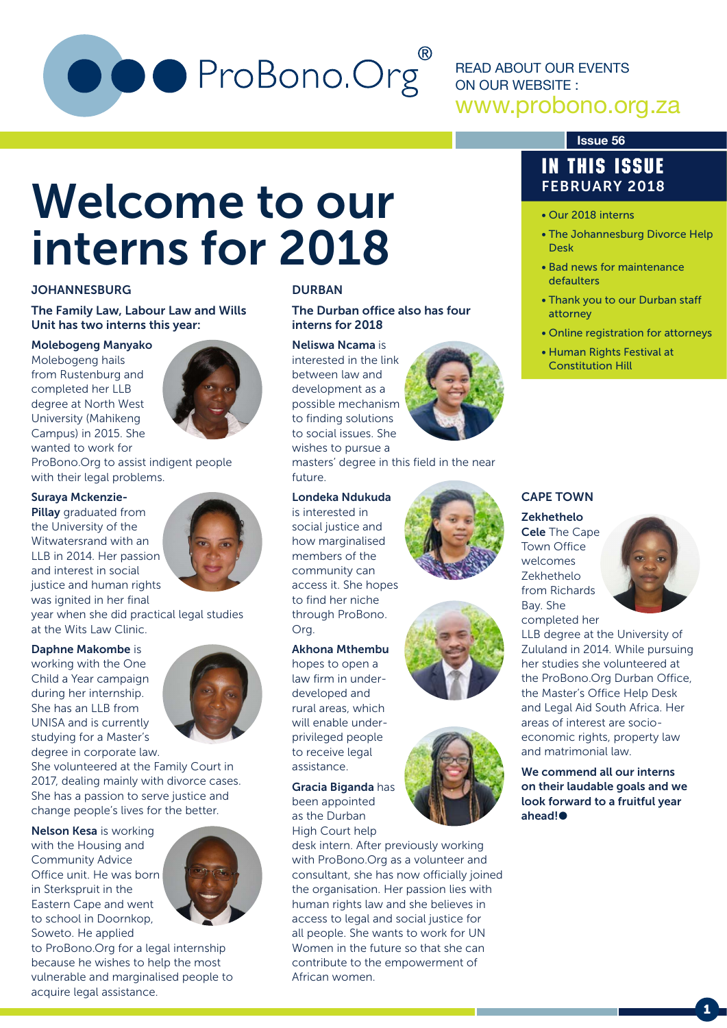ProBono.Org®

READ ABOUT OUR EVENTS ON OUR WEBSITE : www.probono.org.za

**Issue 56**

## IN THIS ISSUE
**FEBRUARY 2018**

- Our 2018 interns
- The Johannesburg Divorce Help Desk
- Bad news for maintenance defaulters
- Thank you to our Durban staff attorney
- Online registration for attorneys
- Human Rights Festival at Constitution Hill

# Welcome to our interns for 2018

## JOHANNESBURG

**The Family Law, Labour Law and Wills Unit has two interns this year:**

**Molebogeng Manyako**
Molebogeng hails from Rustenburg and completed her LLB degree at North West University (Mahikeng Campus) in 2015. She wanted to work for ProBono.Org to assist indigent people with their legal problems.

**Suraya Mckenzie-Pillay** graduated from the University of the Witwatersrand with an LLB in 2014. Her passion and interest in social justice and human rights was ignited in her final year when she did practical legal studies at the Wits Law Clinic.

**Daphne Makombe** is working with the One Child a Year campaign during her internship. She has an LLB from UNISA and is currently studying for a Master's degree in corporate law. She volunteered at the Family Court in 2017, dealing mainly with divorce cases. She has a passion to serve justice and change people's lives for the better.

**Nelson Kesa** is working with the Housing and Community Advice Office unit. He was born in Sterkspruit in the Eastern Cape and went to school in Doornkop, Soweto. He applied to ProBono.Org for a legal internship because he wishes to help the most vulnerable and marginalised people to acquire legal assistance.

## DURBAN

**The Durban office also has four interns for 2018**

**Neliswa Ncama** is interested in the link between law and development as a possible mechanism to finding solutions to social issues. She wishes to pursue a masters' degree in this field in the near future.

**Londeka Ndukuda** is interested in social justice and how marginalised members of the community can access it. She hopes to find her niche through ProBono.Org.

**Akhona Mthembu** hopes to open a law firm in under-developed and rural areas, which will enable under-privileged people to receive legal assistance.

**Gracia Biganda** has been appointed as the Durban High Court help desk intern. After previously working with ProBono.Org as a volunteer and consultant, she has now officially joined the organisation. Her passion lies with human rights law and she believes in access to legal and social justice for all people. She wants to work for UN Women in the future so that she can contribute to the empowerment of African women.

## CAPE TOWN

**Zekhethelo Cele** The Cape Town Office welcomes Zekhethelo from Richards Bay. She completed her LLB degree at the University of Zululand in 2014. While pursuing her studies she volunteered at the ProBono.Org Durban Office, the Master's Office Help Desk and Legal Aid South Africa. Her areas of interest are socio-economic rights, property law and matrimonial law.

**We commend all our interns on their laudable goals and we look forward to a fruitful year ahead!●**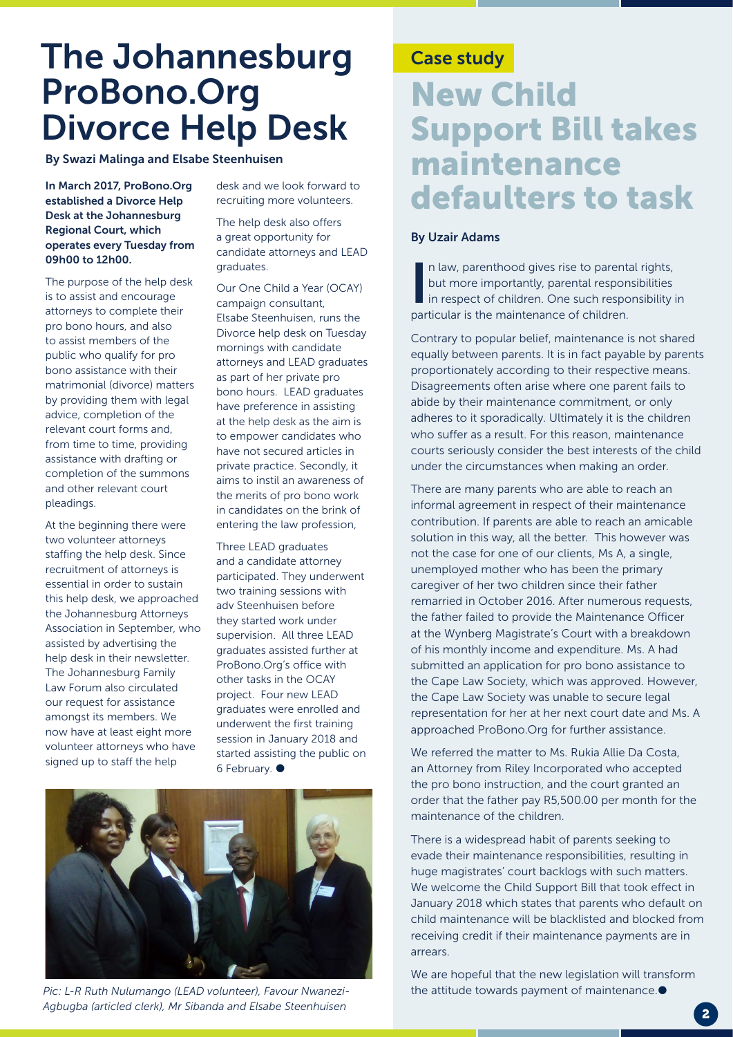# The Johannesburg ProBono.Org Divorce Help Desk

By Swazi Malinga and Elsabe Steenhuisen

**In March 2017, ProBono.Org established a Divorce Help Desk at the Johannesburg Regional Court, which operates every Tuesday from 09h00 to 12h00.**

The purpose of the help desk is to assist and encourage attorneys to complete their pro bono hours, and also to assist members of the public who qualify for pro bono assistance with their matrimonial (divorce) matters by providing them with legal advice, completion of the relevant court forms and, from time to time, providing assistance with drafting or completion of the summons and other relevant court pleadings.

At the beginning there were two volunteer attorneys staffing the help desk. Since recruitment of attorneys is essential in order to sustain this help desk, we approached the Johannesburg Attorneys Association in September, who assisted by advertising the help desk in their newsletter. The Johannesburg Family Law Forum also circulated our request for assistance amongst its members. We now have at least eight more volunteer attorneys who have signed up to staff the help desk and we look forward to recruiting more volunteers.

The help desk also offers a great opportunity for candidate attorneys and LEAD graduates.

Our One Child a Year (OCAY) campaign consultant, Elsabe Steenhuisen, runs the Divorce help desk on Tuesday mornings with candidate attorneys and LEAD graduates as part of her private pro bono hours. LEAD graduates have preference in assisting at the help desk as the aim is to empower candidates who have not secured articles in private practice. Secondly, it aims to instil an awareness of the merits of pro bono work in candidates on the brink of entering the law profession,

Three LEAD graduates and a candidate attorney participated. They underwent two training sessions with adv Steenhuisen before they started work under supervision. All three LEAD graduates assisted further at ProBono.Org's office with other tasks in the OCAY project. Four new LEAD graduates were enrolled and underwent the first training session in January 2018 and started assisting the public on 6 February. ●

*Pic: L-R Ruth Nulumango (LEAD volunteer), Favour Nwanezi-Agbugba (articled clerk), Mr Sibanda and Elsabe Steenhuisen*

Case study

# New Child Support Bill takes maintenance defaulters to task

By Uzair Adams

In law, parenthood gives rise to parental rights, but more importantly, parental responsibilities in respect of children. One such responsibility in particular is the maintenance of children.

Contrary to popular belief, maintenance is not shared equally between parents. It is in fact payable by parents proportionately according to their respective means. Disagreements often arise where one parent fails to abide by their maintenance commitment, or only adheres to it sporadically. Ultimately it is the children who suffer as a result. For this reason, maintenance courts seriously consider the best interests of the child under the circumstances when making an order.

There are many parents who are able to reach an informal agreement in respect of their maintenance contribution. If parents are able to reach an amicable solution in this way, all the better. This however was not the case for one of our clients, Ms A, a single, unemployed mother who has been the primary caregiver of her two children since their father remarried in October 2016. After numerous requests, the father failed to provide the Maintenance Officer at the Wynberg Magistrate's Court with a breakdown of his monthly income and expenditure. Ms. A had submitted an application for pro bono assistance to the Cape Law Society, which was approved. However, the Cape Law Society was unable to secure legal representation for her at her next court date and Ms. A approached ProBono.Org for further assistance.

We referred the matter to Ms. Rukia Allie Da Costa, an Attorney from Riley Incorporated who accepted the pro bono instruction, and the court granted an order that the father pay R5,500.00 per month for the maintenance of the children.

There is a widespread habit of parents seeking to evade their maintenance responsibilities, resulting in huge magistrates' court backlogs with such matters. We welcome the Child Support Bill that took effect in January 2018 which states that parents who default on child maintenance will be blacklisted and blocked from receiving credit if their maintenance payments are in arrears.

We are hopeful that the new legislation will transform the attitude towards payment of maintenance.●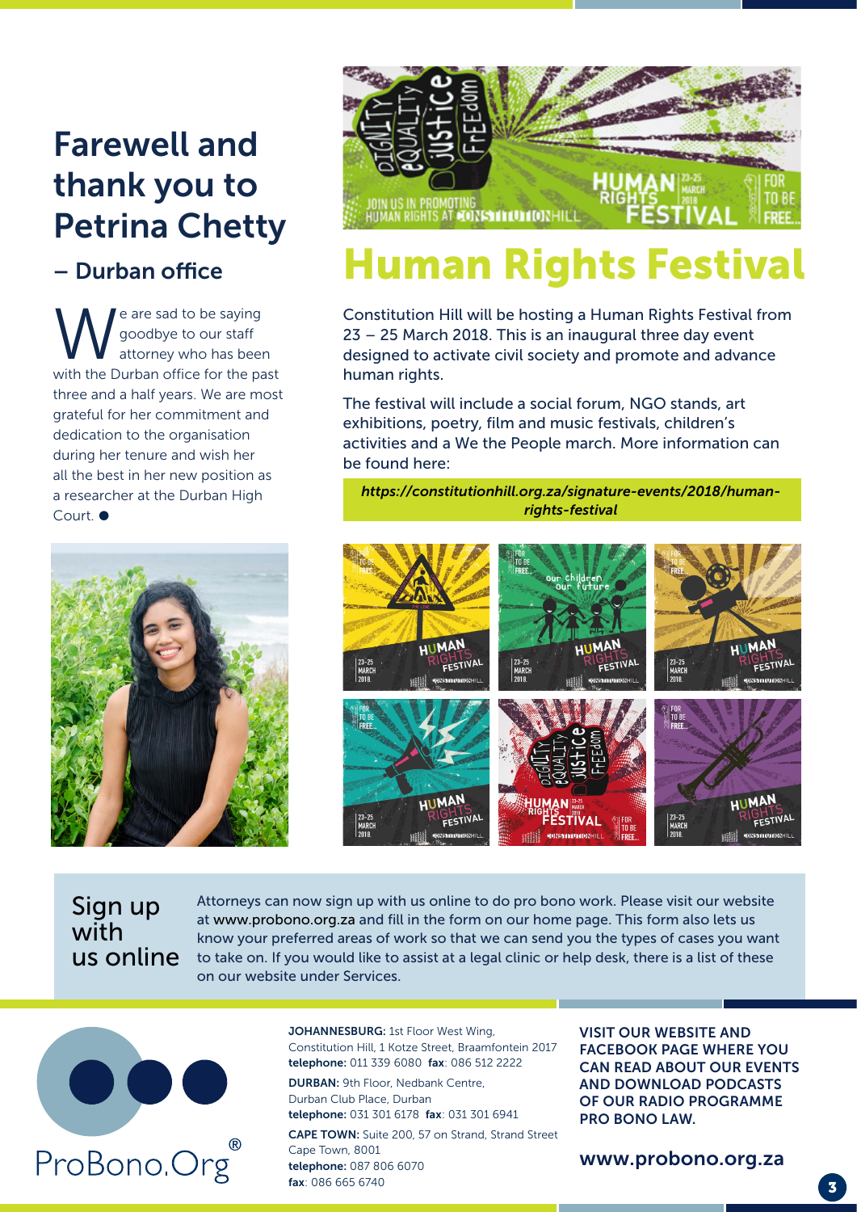# Farewell and thank you to Petrina Chetty

## – Durban office

We are sad to be saying goodbye to our staff attorney who has been with the Durban office for the past three and a half years. We are most grateful for her commitment and dedication to the organisation during her tenure and wish her all the best in her new position as a researcher at the Durban High Court. ●

# Human Rights Festival

Constitution Hill will be hosting a Human Rights Festival from 23 – 25 March 2018. This is an inaugural three day event designed to activate civil society and promote and advance human rights.

The festival will include a social forum, NGO stands, art exhibitions, poetry, film and music festivals, children's activities and a We the People march. More information can be found here:

*https://constitutionhill.org.za/signature-events/2018/human-rights-festival*

## Sign up with us online

Attorneys can now sign up with us online to do pro bono work. Please visit our website at www.probono.org.za and fill in the form on our home page. This form also lets us know your preferred areas of work so that we can send you the types of cases you want to take on. If you would like to assist at a legal clinic or help desk, there is a list of these on our website under Services.

ProBono.Org®

**JOHANNESBURG:** 1st Floor West Wing, Constitution Hill, 1 Kotze Street, Braamfontein 2017
**telephone:** 011 339 6080 **fax**: 086 512 2222

**DURBAN:** 9th Floor, Nedbank Centre, Durban Club Place, Durban
**telephone:** 031 301 6178 **fax**: 031 301 6941

**CAPE TOWN:** Suite 200, 57 on Strand, Strand Street Cape Town, 8001
**telephone:** 087 806 6070
**fax**: 086 665 6740

**VISIT OUR WEBSITE AND FACEBOOK PAGE WHERE YOU CAN READ ABOUT OUR EVENTS AND DOWNLOAD PODCASTS OF OUR RADIO PROGRAMME PRO BONO LAW.**

**www.probono.org.za**